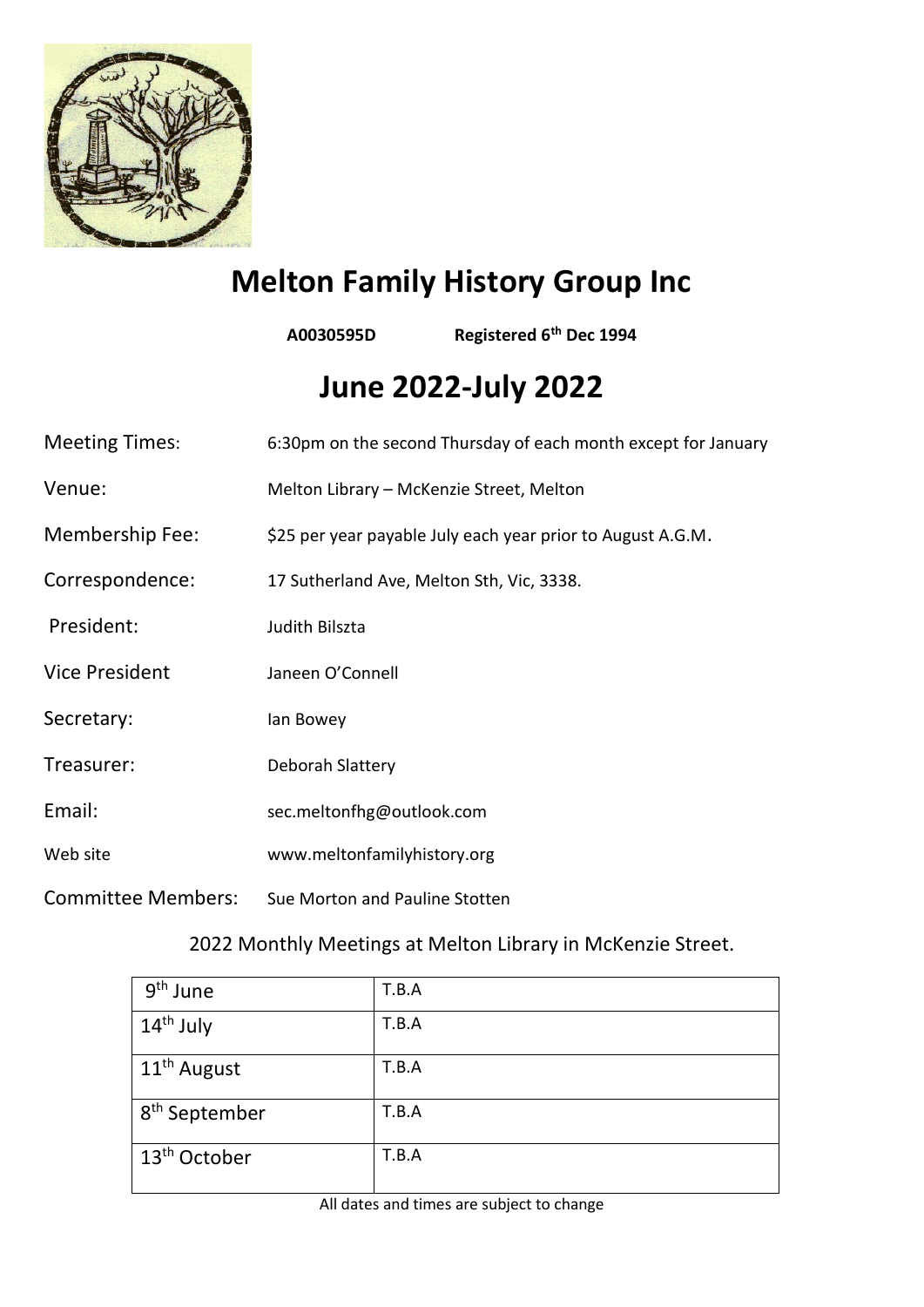# Melton Family History Group Inc

**A0030595D** **Registered 6th Dec 1994**

# June 2022-July 2022

Meeting Times: 6:30pm on the second Thursday of each month except for January

Venue: Melton Library – McKenzie Street, Melton

Membership Fee: $25 per year payable July each year prior to August A.G.M.

Correspondence: 17 Sutherland Ave, Melton Sth, Vic, 3338.

President: Judith Bilszta

Vice President Janeen O'Connell

Secretary: Ian Bowey

Treasurer: Deborah Slattery

Email: sec.meltonfhg@outlook.com

Web site www.meltonfamilyhistory.org

Committee Members: Sue Morton and Pauline Stotten

2022 Monthly Meetings at Melton Library in McKenzie Street.

| | |
|---|---|
| 9th June | T.B.A |
| 14th July | T.B.A |
| 11th August | T.B.A |
| 8th September | T.B.A |
| 13th October | T.B.A |

All dates and times are subject to change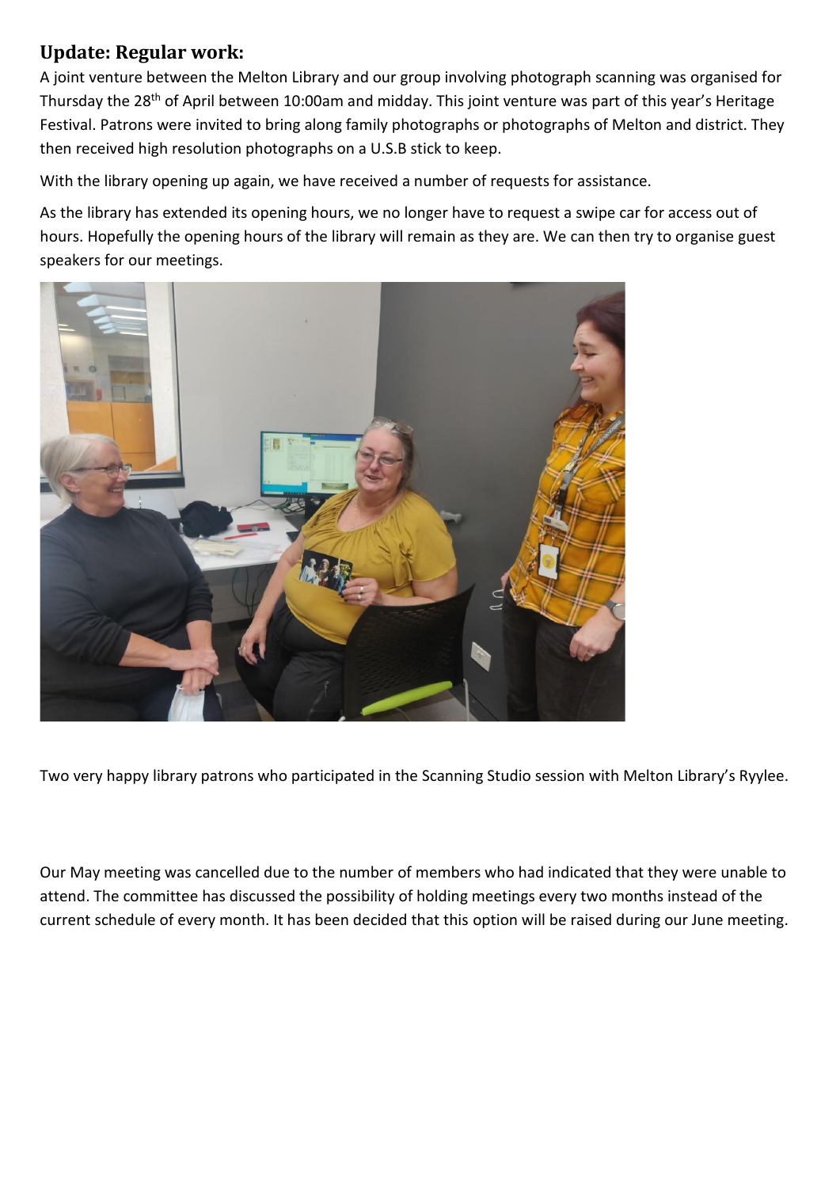## **Update: Regular work:**

A joint venture between the Melton Library and our group involving photograph scanning was organised for Thursday the 28th of April between 10:00am and midday. This joint venture was part of this year's Heritage Festival. Patrons were invited to bring along family photographs or photographs of Melton and district. They then received high resolution photographs on a U.S.B stick to keep.

With the library opening up again, we have received a number of requests for assistance.

As the library has extended its opening hours, we no longer have to request a swipe car for access out of hours. Hopefully the opening hours of the library will remain as they are. We can then try to organise guest speakers for our meetings.

Two very happy library patrons who participated in the Scanning Studio session with Melton Library's Ryylee.

Our May meeting was cancelled due to the number of members who had indicated that they were unable to attend. The committee has discussed the possibility of holding meetings every two months instead of the current schedule of every month. It has been decided that this option will be raised during our June meeting.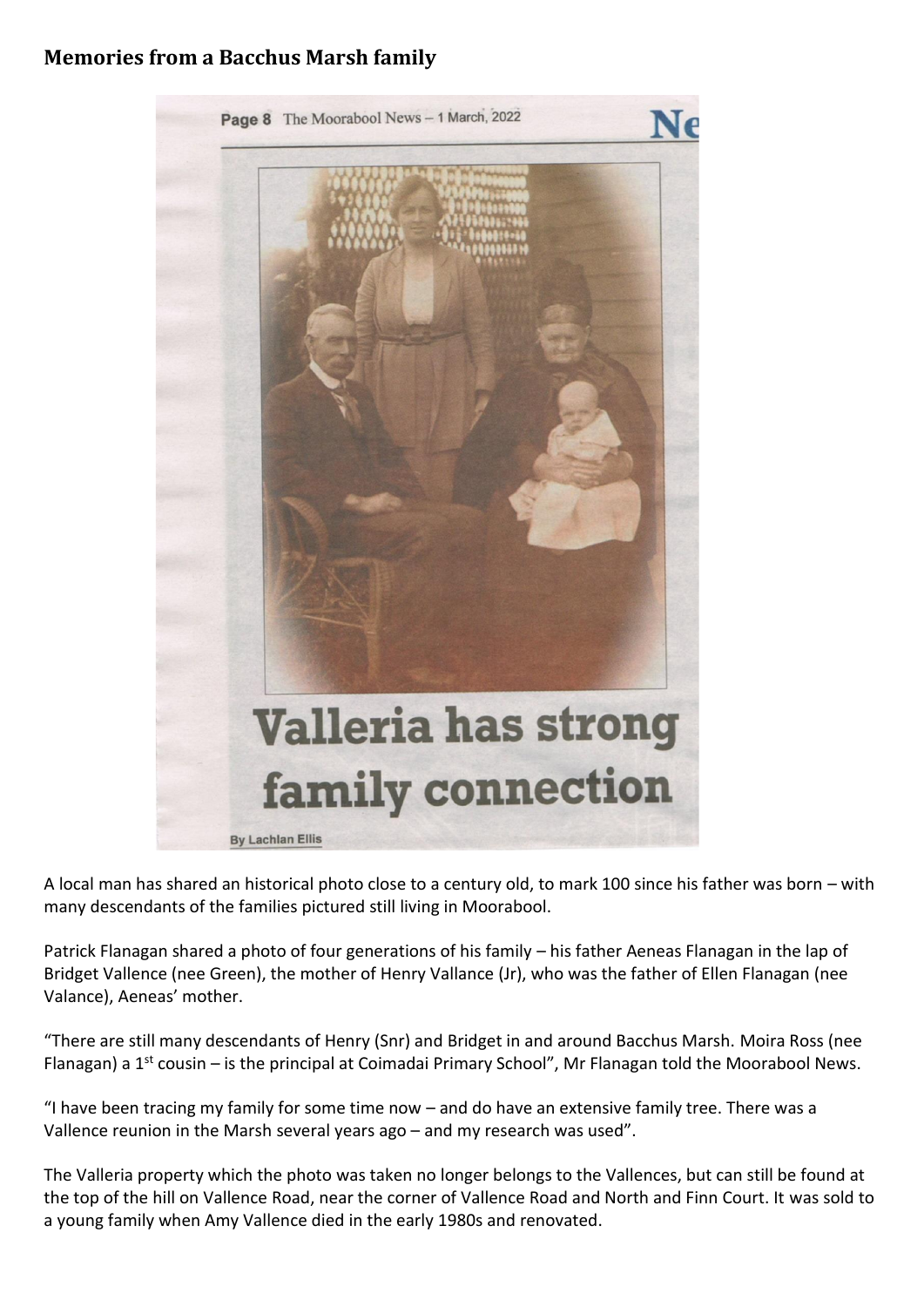## Memories from a Bacchus Marsh family

Page 8 The Moorabool News – 1 March, 2022

# Valleria has strong family connection

By Lachlan Ellis

A local man has shared an historical photo close to a century old, to mark 100 since his father was born – with many descendants of the families pictured still living in Moorabool.

Patrick Flanagan shared a photo of four generations of his family – his father Aeneas Flanagan in the lap of Bridget Vallence (nee Green), the mother of Henry Vallance (Jr), who was the father of Ellen Flanagan (nee Valance), Aeneas' mother.

"There are still many descendants of Henry (Snr) and Bridget in and around Bacchus Marsh. Moira Ross (nee Flanagan) a 1st cousin – is the principal at Coimadai Primary School", Mr Flanagan told the Moorabool News.

"I have been tracing my family for some time now – and do have an extensive family tree. There was a Vallence reunion in the Marsh several years ago – and my research was used".

The Valleria property which the photo was taken no longer belongs to the Vallences, but can still be found at the top of the hill on Vallence Road, near the corner of Vallence Road and North and Finn Court. It was sold to a young family when Amy Vallence died in the early 1980s and renovated.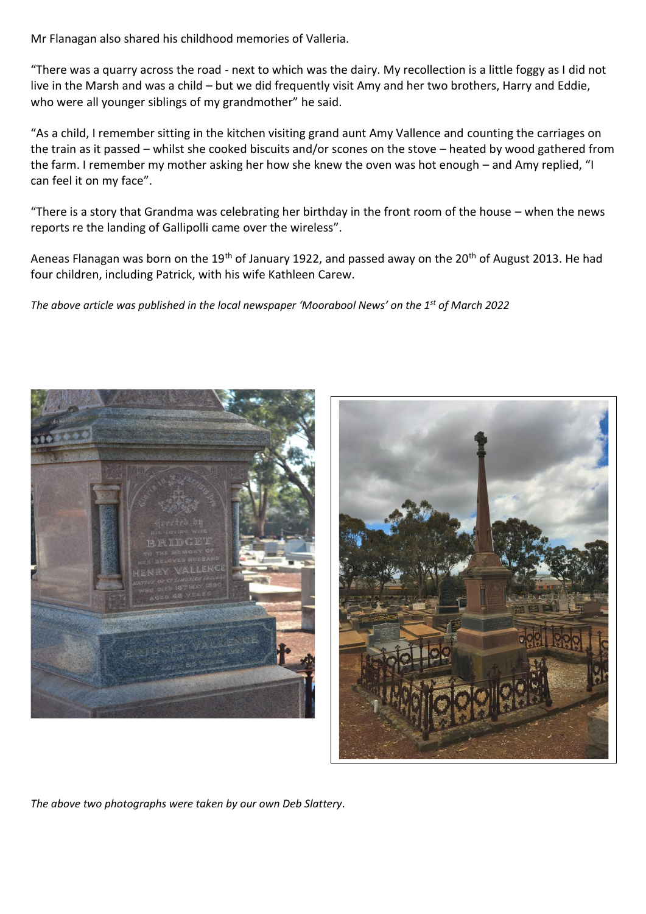Mr Flanagan also shared his childhood memories of Valleria.

"There was a quarry across the road - next to which was the dairy. My recollection is a little foggy as I did not live in the Marsh and was a child – but we did frequently visit Amy and her two brothers, Harry and Eddie, who were all younger siblings of my grandmother" he said.

"As a child, I remember sitting in the kitchen visiting grand aunt Amy Vallence and counting the carriages on the train as it passed – whilst she cooked biscuits and/or scones on the stove – heated by wood gathered from the farm. I remember my mother asking her how she knew the oven was hot enough – and Amy replied, "I can feel it on my face".

"There is a story that Grandma was celebrating her birthday in the front room of the house – when the news reports re the landing of Gallipolli came over the wireless".

Aeneas Flanagan was born on the 19th of January 1922, and passed away on the 20th of August 2013. He had four children, including Patrick, with his wife Kathleen Carew.

*The above article was published in the local newspaper 'Moorabool News' on the 1st of March 2022*

*The above two photographs were taken by our own Deb Slattery*.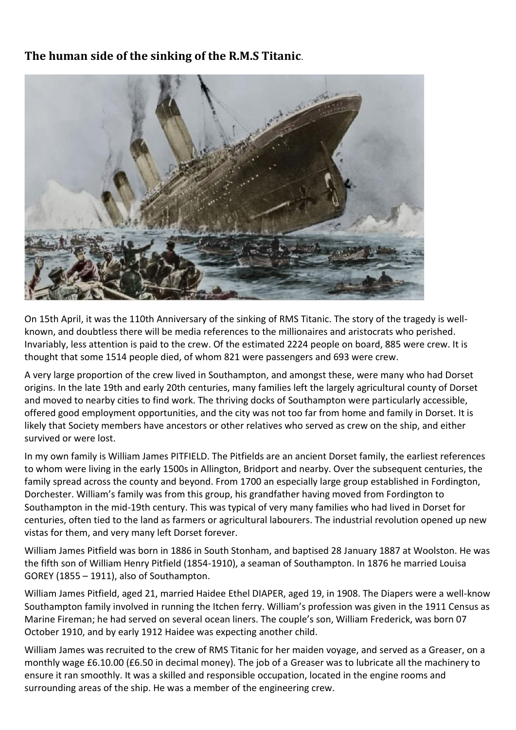## **The human side of the sinking of the R.M.S Titanic**.

On 15th April, it was the 110th Anniversary of the sinking of RMS Titanic. The story of the tragedy is well-known, and doubtless there will be media references to the millionaires and aristocrats who perished. Invariably, less attention is paid to the crew. Of the estimated 2224 people on board, 885 were crew. It is thought that some 1514 people died, of whom 821 were passengers and 693 were crew.

A very large proportion of the crew lived in Southampton, and amongst these, were many who had Dorset origins. In the late 19th and early 20th centuries, many families left the largely agricultural county of Dorset and moved to nearby cities to find work. The thriving docks of Southampton were particularly accessible, offered good employment opportunities, and the city was not too far from home and family in Dorset. It is likely that Society members have ancestors or other relatives who served as crew on the ship, and either survived or were lost.

In my own family is William James PITFIELD. The Pitfields are an ancient Dorset family, the earliest references to whom were living in the early 1500s in Allington, Bridport and nearby. Over the subsequent centuries, the family spread across the county and beyond. From 1700 an especially large group established in Fordington, Dorchester. William's family was from this group, his grandfather having moved from Fordington to Southampton in the mid-19th century. This was typical of very many families who had lived in Dorset for centuries, often tied to the land as farmers or agricultural labourers. The industrial revolution opened up new vistas for them, and very many left Dorset forever.

William James Pitfield was born in 1886 in South Stonham, and baptised 28 January 1887 at Woolston. He was the fifth son of William Henry Pitfield (1854-1910), a seaman of Southampton. In 1876 he married Louisa GOREY (1855 – 1911), also of Southampton.

William James Pitfield, aged 21, married Haidee Ethel DIAPER, aged 19, in 1908. The Diapers were a well-know Southampton family involved in running the Itchen ferry. William's profession was given in the 1911 Census as Marine Fireman; he had served on several ocean liners. The couple's son, William Frederick, was born 07 October 1910, and by early 1912 Haidee was expecting another child.

William James was recruited to the crew of RMS Titanic for her maiden voyage, and served as a Greaser, on a monthly wage £6.10.00 (£6.50 in decimal money). The job of a Greaser was to lubricate all the machinery to ensure it ran smoothly. It was a skilled and responsible occupation, located in the engine rooms and surrounding areas of the ship. He was a member of the engineering crew.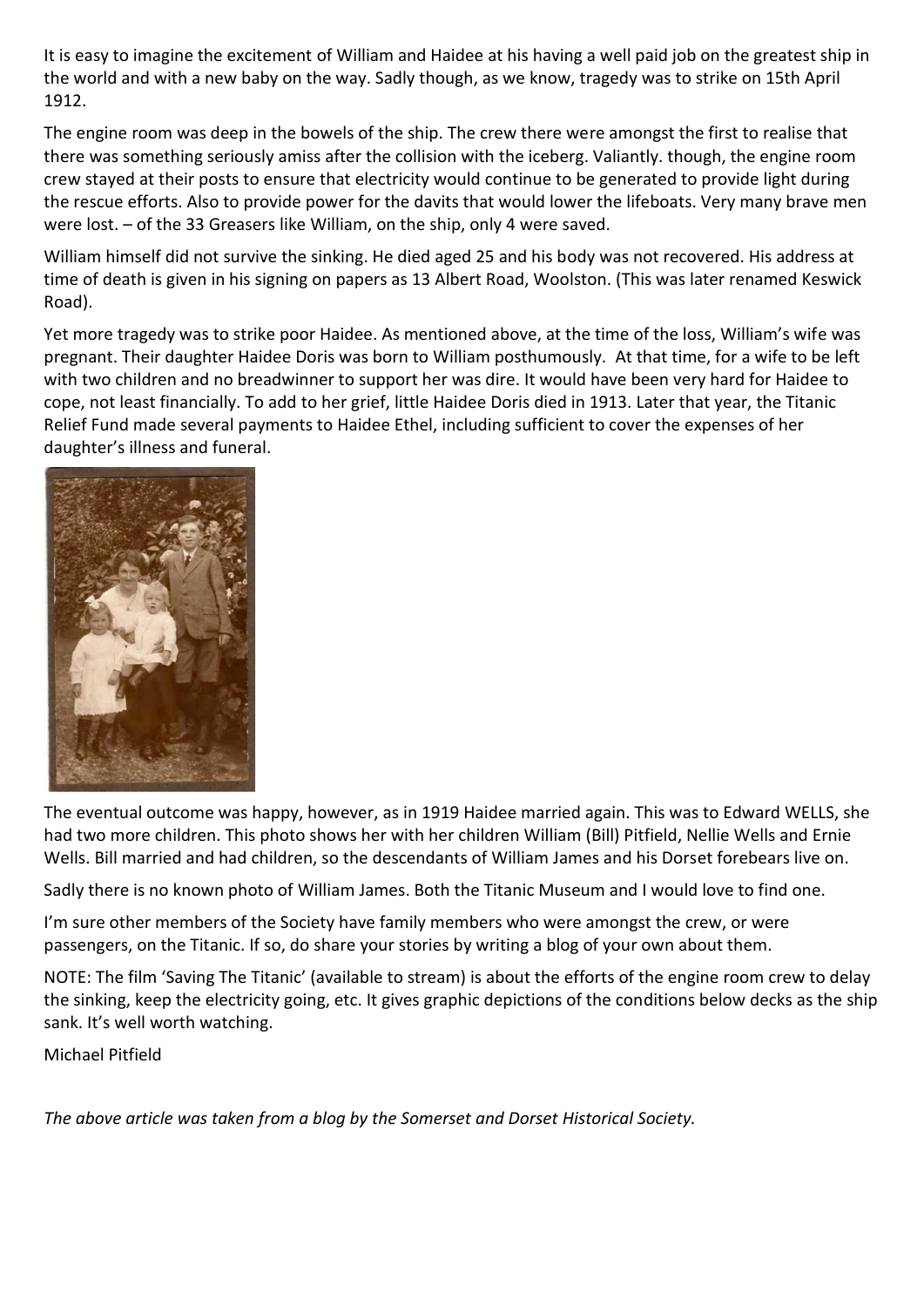It is easy to imagine the excitement of William and Haidee at his having a well paid job on the greatest ship in the world and with a new baby on the way. Sadly though, as we know, tragedy was to strike on 15th April 1912.

The engine room was deep in the bowels of the ship. The crew there were amongst the first to realise that there was something seriously amiss after the collision with the iceberg. Valiantly. though, the engine room crew stayed at their posts to ensure that electricity would continue to be generated to provide light during the rescue efforts. Also to provide power for the davits that would lower the lifeboats. Very many brave men were lost. – of the 33 Greasers like William, on the ship, only 4 were saved.

William himself did not survive the sinking. He died aged 25 and his body was not recovered. His address at time of death is given in his signing on papers as 13 Albert Road, Woolston. (This was later renamed Keswick Road).

Yet more tragedy was to strike poor Haidee. As mentioned above, at the time of the loss, William's wife was pregnant. Their daughter Haidee Doris was born to William posthumously. At that time, for a wife to be left with two children and no breadwinner to support her was dire. It would have been very hard for Haidee to cope, not least financially. To add to her grief, little Haidee Doris died in 1913. Later that year, the Titanic Relief Fund made several payments to Haidee Ethel, including sufficient to cover the expenses of her daughter's illness and funeral.

The eventual outcome was happy, however, as in 1919 Haidee married again. This was to Edward WELLS, she had two more children. This photo shows her with her children William (Bill) Pitfield, Nellie Wells and Ernie Wells. Bill married and had children, so the descendants of William James and his Dorset forebears live on.

Sadly there is no known photo of William James. Both the Titanic Museum and I would love to find one.

I'm sure other members of the Society have family members who were amongst the crew, or were passengers, on the Titanic. If so, do share your stories by writing a blog of your own about them.

NOTE: The film 'Saving The Titanic' (available to stream) is about the efforts of the engine room crew to delay the sinking, keep the electricity going, etc. It gives graphic depictions of the conditions below decks as the ship sank. It's well worth watching.

Michael Pitfield

*The above article was taken from a blog by the Somerset and Dorset Historical Society.*